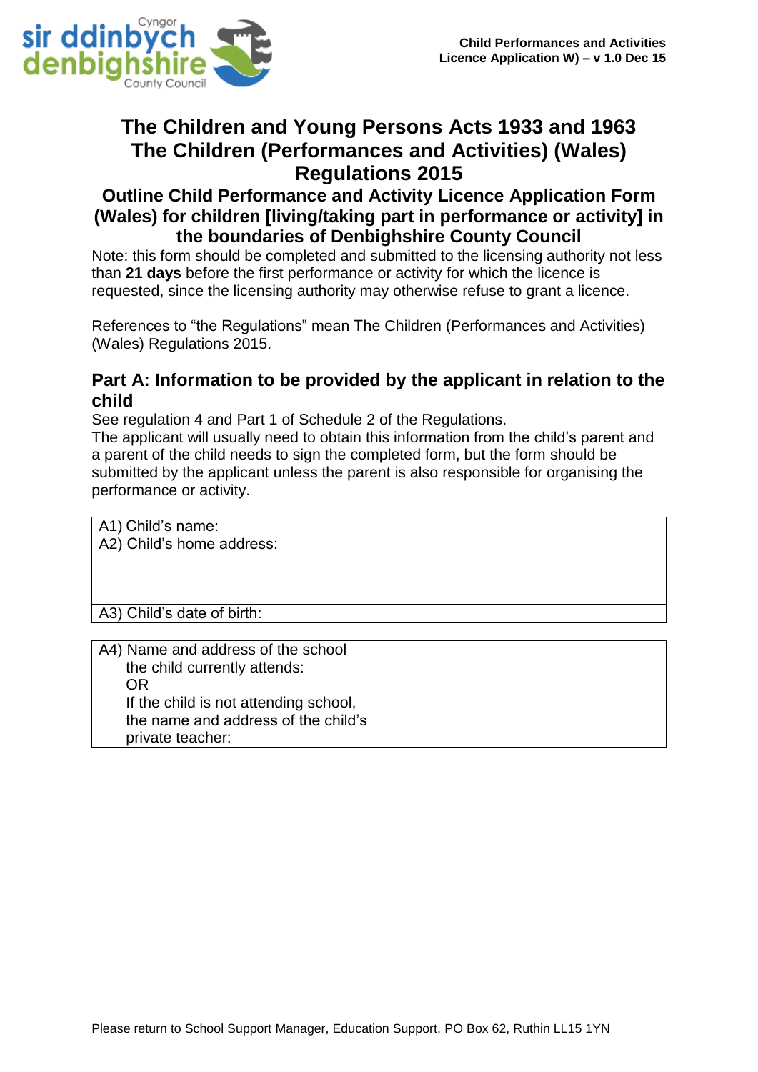# The Children and Young Persons Acts 1933 and 1963
# The Children (Performances and Activities) (Wales) Regulations 2015

## Outline Child Performance and Activity Licence Application Form (Wales) for children [living/taking part in performance or activity] in the boundaries of Denbighshire County Council

Note: this form should be completed and submitted to the licensing authority not less than **21 days** before the first performance or activity for which the licence is requested, since the licensing authority may otherwise refuse to grant a licence.

References to "the Regulations" mean The Children (Performances and Activities) (Wales) Regulations 2015.

## Part A: Information to be provided by the applicant in relation to the child

See regulation 4 and Part 1 of Schedule 2 of the Regulations.
The applicant will usually need to obtain this information from the child's parent and a parent of the child needs to sign the completed form, but the form should be submitted by the applicant unless the parent is also responsible for organising the performance or activity.

| | |
|---|---|
| A1) Child's name: | |
| A2) Child's home address: | |
| A3) Child's date of birth: | |

| | |
|---|---|
| A4) Name and address of the school the child currently attends: OR If the child is not attending school, the name and address of the child's private teacher: | |

Please return to School Support Manager, Education Support, PO Box 62, Ruthin LL15 1YN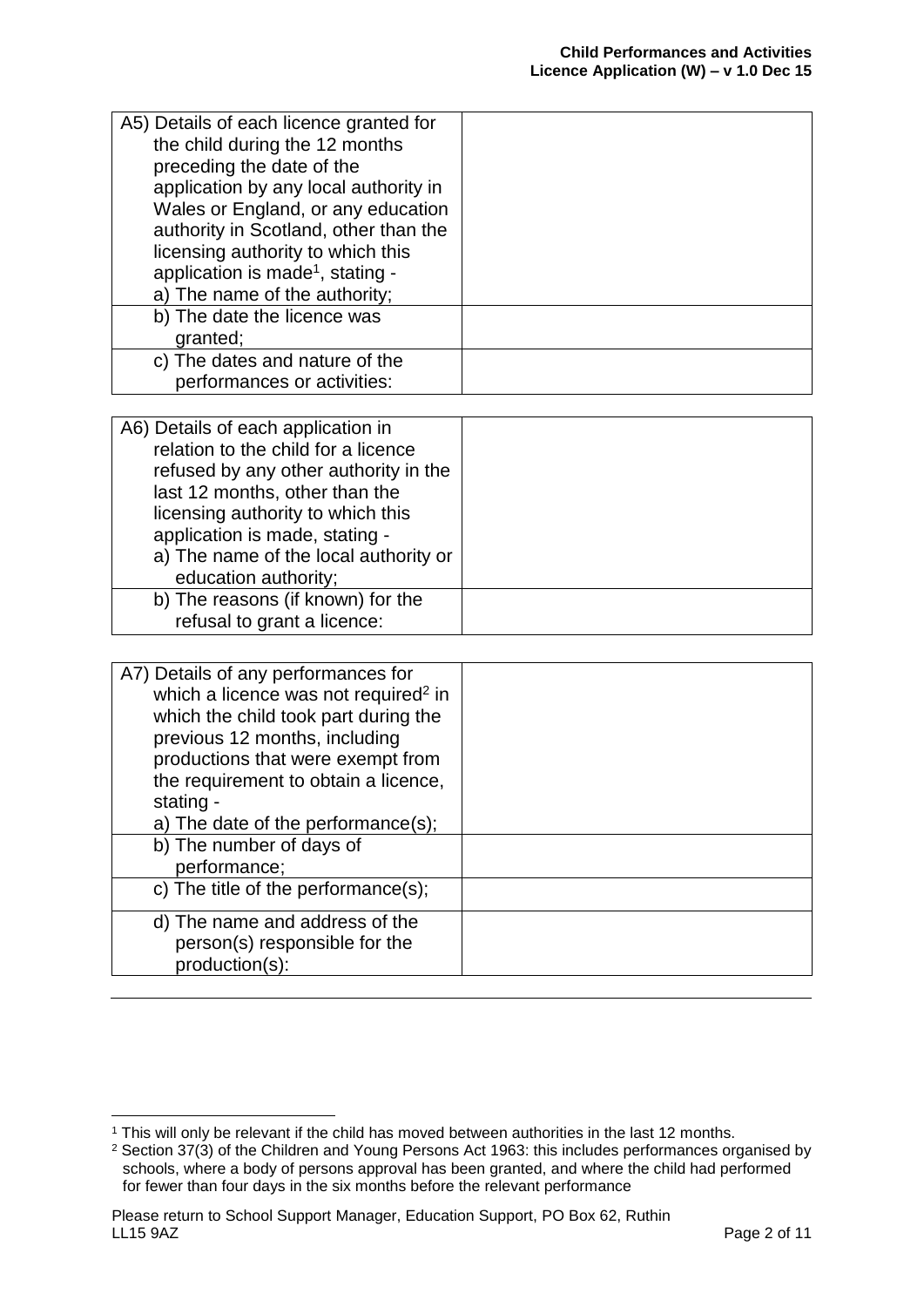| A5) Details of each licence granted for the child during the 12 months preceding the date of the application by any local authority in Wales or England, or any education authority in Scotland, other than the licensing authority to which this application is made[1], stating - | |
|---|---|
| a) The name of the authority; | |
| b) The date the licence was granted; | |
| c) The dates and nature of the performances or activities: | |

| A6) Details of each application in relation to the child for a licence refused by any other authority in the last 12 months, other than the licensing authority to which this application is made, stating - | |
|---|---|
| a) The name of the local authority or education authority; | |
| b) The reasons (if known) for the refusal to grant a licence: | |

| A7) Details of any performances for which a licence was not required[2] in which the child took part during the previous 12 months, including productions that were exempt from the requirement to obtain a licence, stating - | |
|---|---|
| a) The date of the performance(s); | |
| b) The number of days of performance; | |
| c) The title of the performance(s); | |
| d) The name and address of the person(s) responsible for the production(s): | |

---

[1] This will only be relevant if the child has moved between authorities in the last 12 months.

[2] Section 37(3) of the Children and Young Persons Act 1963: this includes performances organised by schools, where a body of persons approval has been granted, and where the child had performed for fewer than four days in the six months before the relevant performance

Please return to School Support Manager, Education Support, PO Box 62, Ruthin LL15 9AZ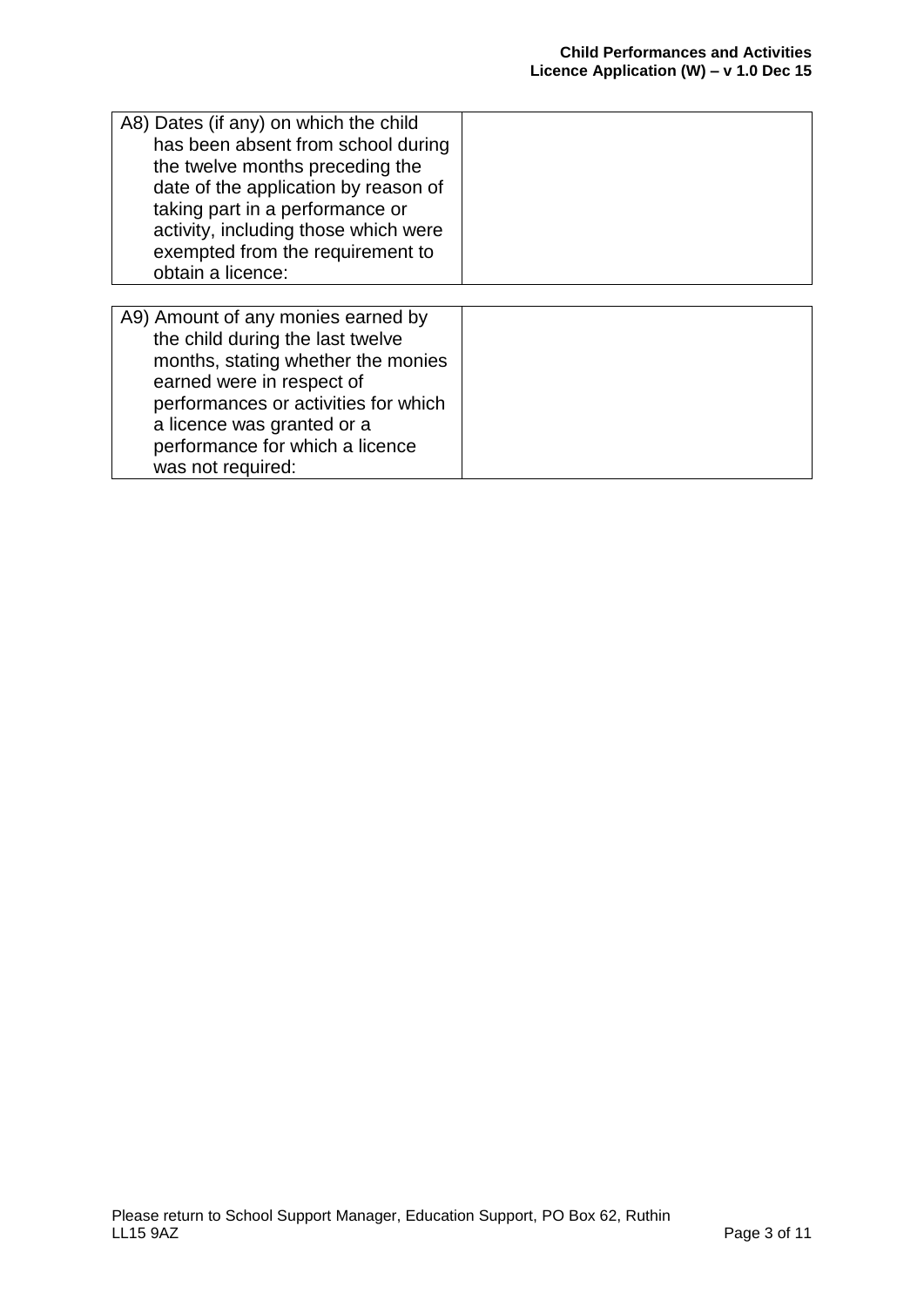| A8) Dates (if any) on which the child has been absent from school during the twelve months preceding the date of the application by reason of taking part in a performance or activity, including those which were exempted from the requirement to obtain a licence: | |
|---|---|

| A9) Amount of any monies earned by the child during the last twelve months, stating whether the monies earned were in respect of performances or activities for which a licence was granted or a performance for which a licence was not required: | |
|---|---|

Please return to School Support Manager, Education Support, PO Box 62, Ruthin LL15 9AZ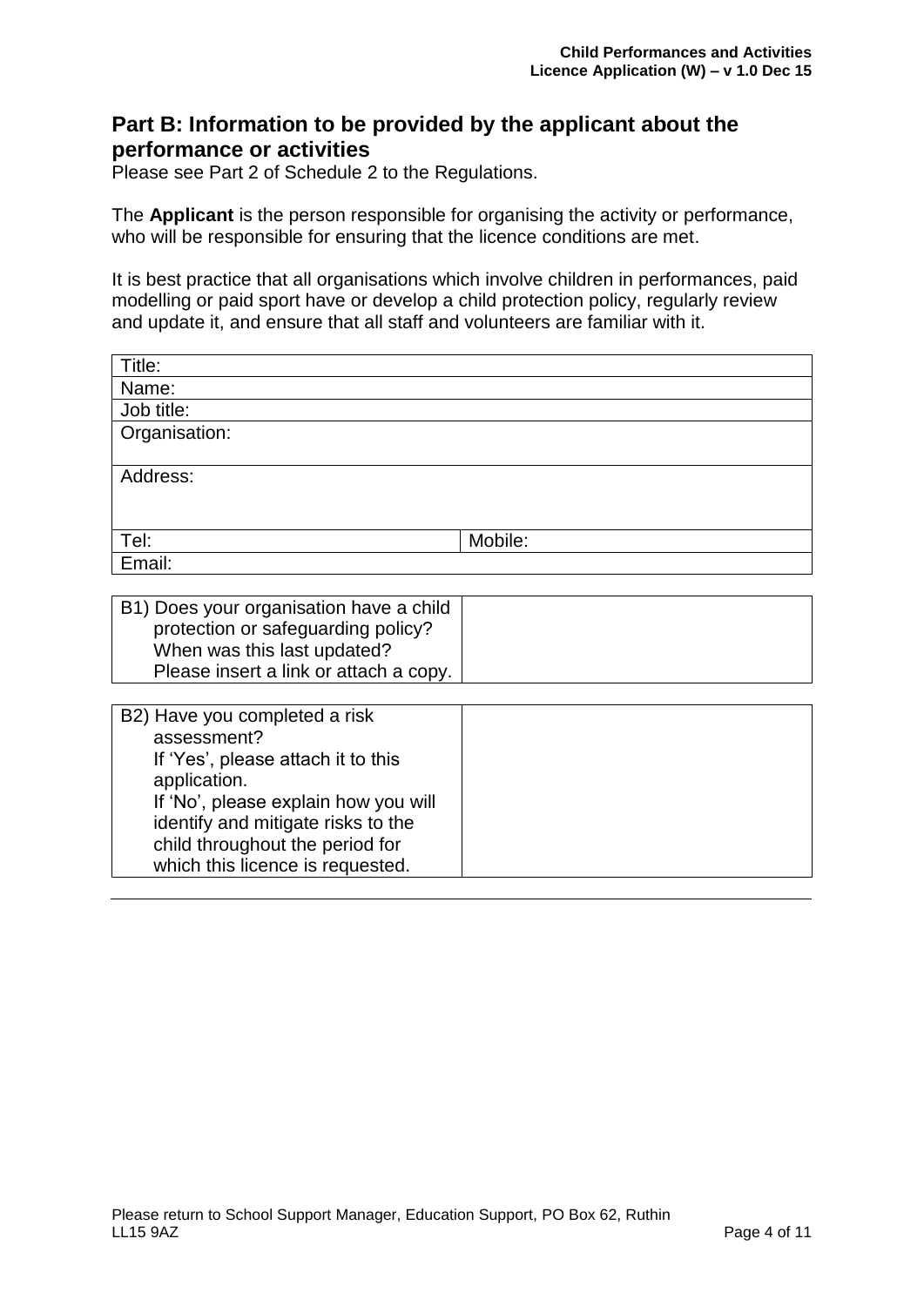## Part B: Information to be provided by the applicant about the performance or activities

Please see Part 2 of Schedule 2 to the Regulations.

The **Applicant** is the person responsible for organising the activity or performance, who will be responsible for ensuring that the licence conditions are met.

It is best practice that all organisations which involve children in performances, paid modelling or paid sport have or develop a child protection policy, regularly review and update it, and ensure that all staff and volunteers are familiar with it.

| Title: | |
|---|---|
| Name: | |
| Job title: | |
| Organisation: | |
| Address: | |
| Tel: | Mobile: |
| Email: | |

| B1) Does your organisation have a child protection or safeguarding policy? When was this last updated? Please insert a link or attach a copy. | |
|---|---|

| B2) Have you completed a risk assessment? If 'Yes', please attach it to this application. If 'No', please explain how you will identify and mitigate risks to the child throughout the period for which this licence is requested. | |
|---|---|

Please return to School Support Manager, Education Support, PO Box 62, Ruthin LL15 9AZ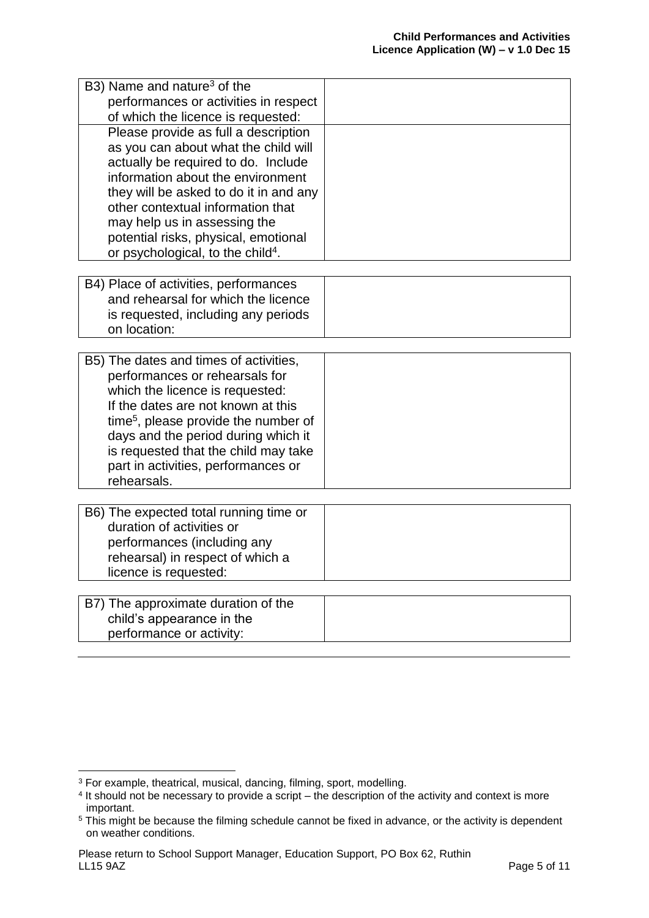| | |
|---|---|
| B3) Name and nature[3] of the performances or activities in respect of which the licence is requested: | |
| Please provide as full a description as you can about what the child will actually be required to do. Include information about the environment they will be asked to do it in and any other contextual information that may help us in assessing the potential risks, physical, emotional or psychological, to the child[4]. | |

| | |
|---|---|
| B4) Place of activities, performances and rehearsal for which the licence is requested, including any periods on location: | |

| | |
|---|---|
| B5) The dates and times of activities, performances or rehearsals for which the licence is requested: If the dates are not known at this time[5], please provide the number of days and the period during which it is requested that the child may take part in activities, performances or rehearsals. | |

| | |
|---|---|
| B6) The expected total running time or duration of activities or performances (including any rehearsal) in respect of which a licence is requested: | |

| | |
|---|---|
| B7) The approximate duration of the child's appearance in the performance or activity: | |

---

[3] For example, theatrical, musical, dancing, filming, sport, modelling.

[4] It should not be necessary to provide a script – the description of the activity and context is more important.

[5] This might be because the filming schedule cannot be fixed in advance, or the activity is dependent on weather conditions.

Please return to School Support Manager, Education Support, PO Box 62, Ruthin LL15 9AZ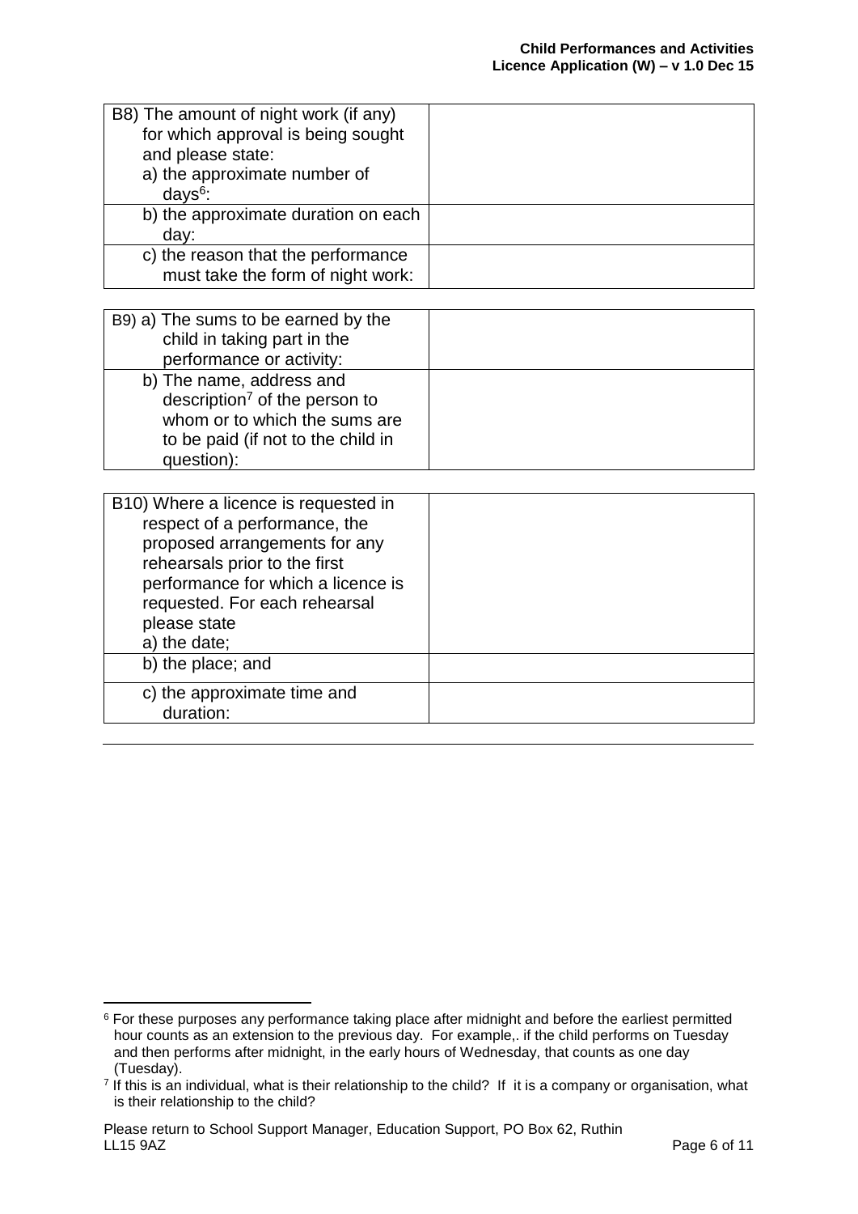| B8) The amount of night work (if any) for which approval is being sought and please state: a) the approximate number of days[6]: | |
|---|---|
| b) the approximate duration on each day: | |
| c) the reason that the performance must take the form of night work: | |

| B9) a) The sums to be earned by the child in taking part in the performance or activity: | |
|---|---|
| b) The name, address and description[7] of the person to whom or to which the sums are to be paid (if not to the child in question): | |

| B10) Where a licence is requested in respect of a performance, the proposed arrangements for any rehearsals prior to the first performance for which a licence is requested. For each rehearsal please state a) the date; | |
|---|---|
| b) the place; and | |
| c) the approximate time and duration: | |

---

[6] For these purposes any performance taking place after midnight and before the earliest permitted hour counts as an extension to the previous day. For example,. if the child performs on Tuesday and then performs after midnight, in the early hours of Wednesday, that counts as one day (Tuesday).

[7] If this is an individual, what is their relationship to the child? If it is a company or organisation, what is their relationship to the child?

Please return to School Support Manager, Education Support, PO Box 62, Ruthin LL15 9AZ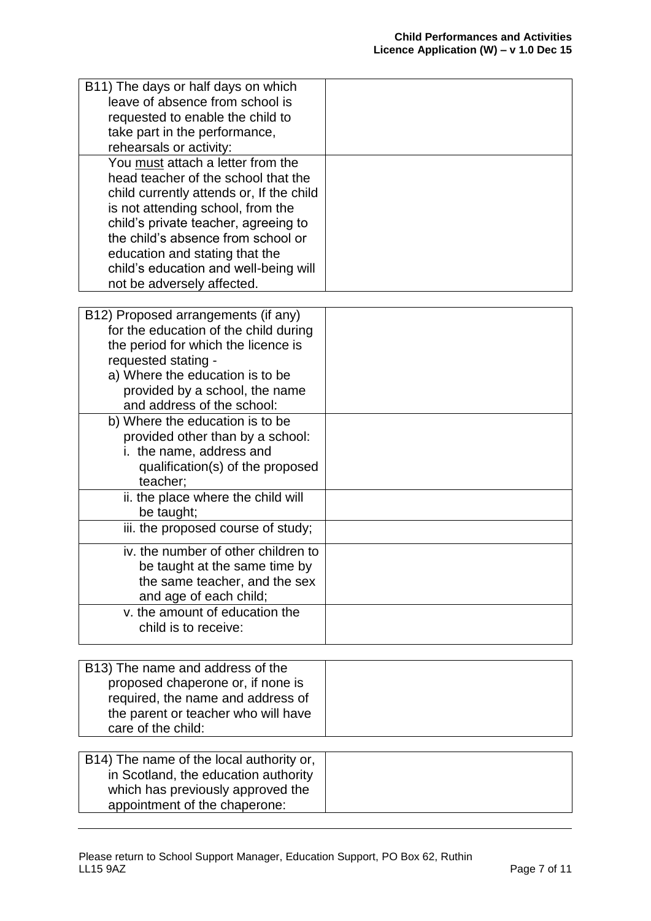| B11) The days or half days on which leave of absence from school is requested to enable the child to take part in the performance, rehearsals or activity: | |
|---|---|
| You <u>must</u> attach a letter from the head teacher of the school that the child currently attends or, If the child is not attending school, from the child's private teacher, agreeing to the child's absence from school or education and stating that the child's education and well-being will not be adversely affected. | |

| B12) Proposed arrangements (if any) for the education of the child during the period for which the licence is requested stating - a) Where the education is to be provided by a school, the name and address of the school: | |
|---|---|
| b) Where the education is to be provided other than by a school: i. the name, address and qualification(s) of the proposed teacher; | |
| ii. the place where the child will be taught; | |
| iii. the proposed course of study; | |
| iv. the number of other children to be taught at the same time by the same teacher, and the sex and age of each child; | |
| v. the amount of education the child is to receive: | |

| B13) The name and address of the proposed chaperone or, if none is required, the name and address of the parent or teacher who will have care of the child: | |
|---|---|

| B14) The name of the local authority or, in Scotland, the education authority which has previously approved the appointment of the chaperone: | |
|---|---|

Please return to School Support Manager, Education Support, PO Box 62, Ruthin LL15 9AZ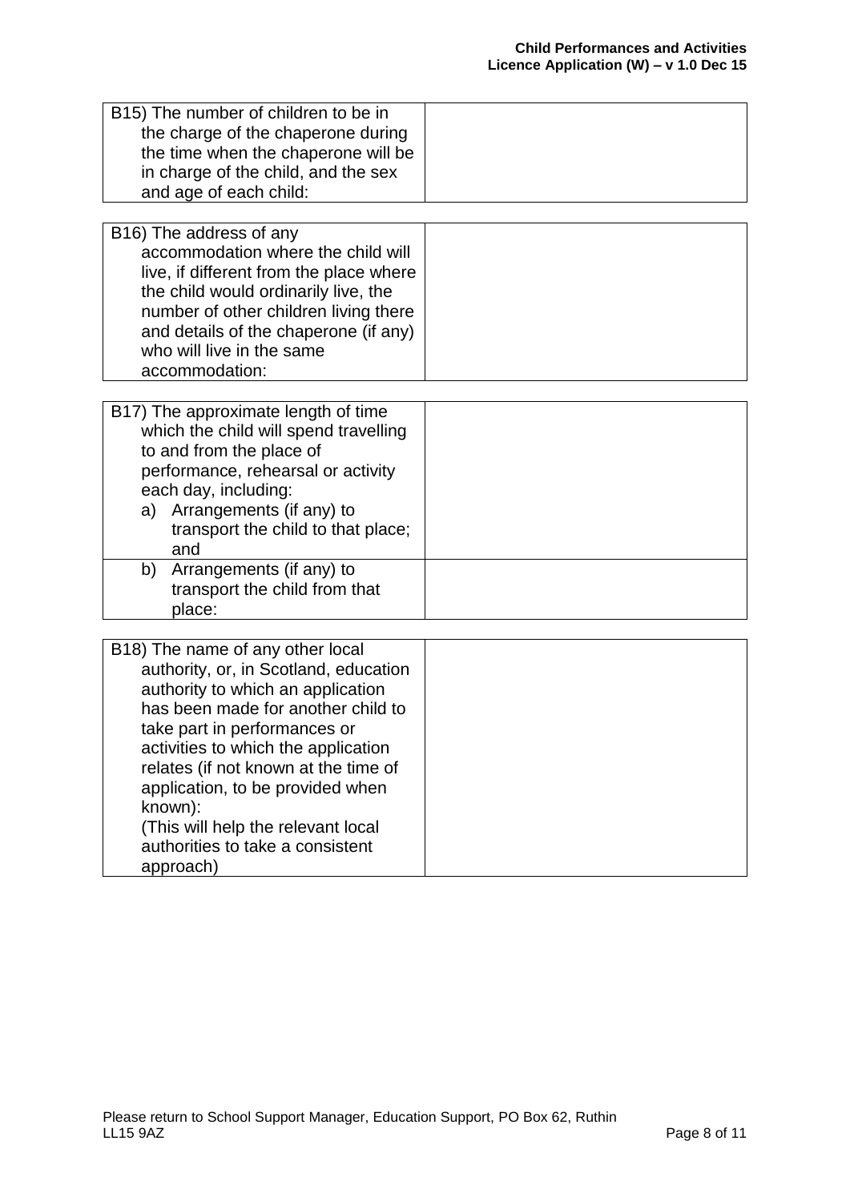| B15) The number of children to be in the charge of the chaperone during the time when the chaperone will be in charge of the child, and the sex and age of each child: | |
|---|---|

| B16) The address of any accommodation where the child will live, if different from the place where the child would ordinarily live, the number of other children living there and details of the chaperone (if any) who will live in the same accommodation: | |
|---|---|

| B17) The approximate length of time which the child will spend travelling to and from the place of performance, rehearsal or activity each day, including:<br>a) Arrangements (if any) to transport the child to that place; and | |
|---|---|
| b) Arrangements (if any) to transport the child from that place: | |

| B18) The name of any other local authority, or, in Scotland, education authority to which an application has been made for another child to take part in performances or activities to which the application relates (if not known at the time of application, to be provided when known):<br>(This will help the relevant local authorities to take a consistent approach) | |
|---|---|

Please return to School Support Manager, Education Support, PO Box 62, Ruthin LL15 9AZ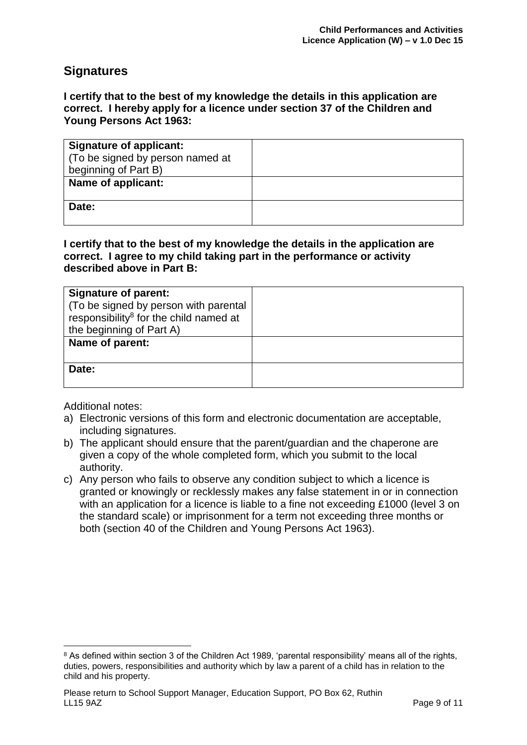## Signatures

**I certify that to the best of my knowledge the details in this application are correct. I hereby apply for a licence under section 37 of the Children and Young Persons Act 1963:**

| | |
|---|---|
| **Signature of applicant:** (To be signed by person named at beginning of Part B) | |
| **Name of applicant:** | |
| **Date:** | |

**I certify that to the best of my knowledge the details in the application are correct. I agree to my child taking part in the performance or activity described above in Part B:**

| | |
|---|---|
| **Signature of parent:** (To be signed by person with parental responsibility[8] for the child named at the beginning of Part A) | |
| **Name of parent:** | |
| **Date:** | |

Additional notes:

a) Electronic versions of this form and electronic documentation are acceptable, including signatures.

b) The applicant should ensure that the parent/guardian and the chaperone are given a copy of the whole completed form, which you submit to the local authority.

c) Any person who fails to observe any condition subject to which a licence is granted or knowingly or recklessly makes any false statement in or in connection with an application for a licence is liable to a fine not exceeding £1000 (level 3 on the standard scale) or imprisonment for a term not exceeding three months or both (section 40 of the Children and Young Persons Act 1963).

[8] As defined within section 3 of the Children Act 1989, 'parental responsibility' means all of the rights, duties, powers, responsibilities and authority which by law a parent of a child has in relation to the child and his property.

Please return to School Support Manager, Education Support, PO Box 62, Ruthin LL15 9AZ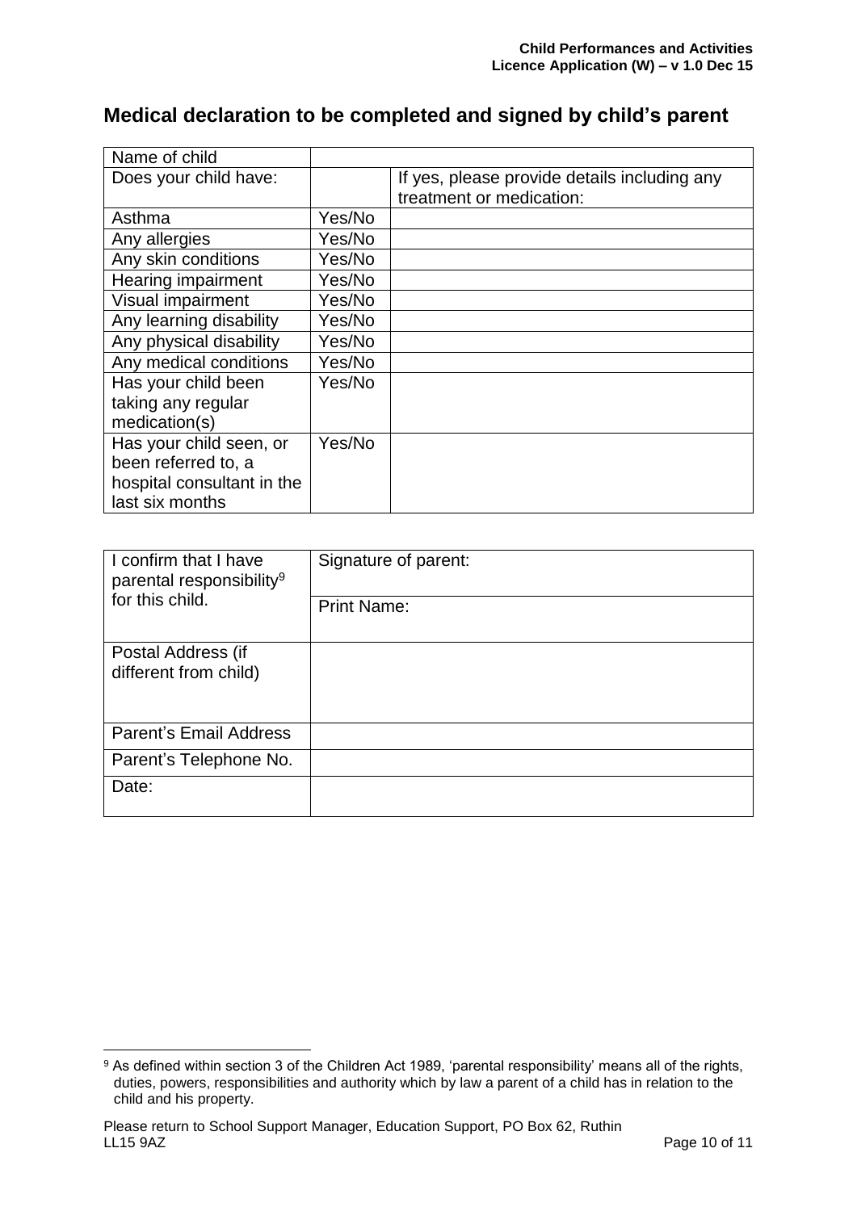## Medical declaration to be completed and signed by child's parent

| Name of child | | |
|---|---|---|
| Does your child have: | | If yes, please provide details including any treatment or medication: |
| Asthma | Yes/No | |
| Any allergies | Yes/No | |
| Any skin conditions | Yes/No | |
| Hearing impairment | Yes/No | |
| Visual impairment | Yes/No | |
| Any learning disability | Yes/No | |
| Any physical disability | Yes/No | |
| Any medical conditions | Yes/No | |
| Has your child been taking any regular medication(s) | Yes/No | |
| Has your child seen, or been referred to, a hospital consultant in the last six months | Yes/No | |

| I confirm that I have parental responsibility[9] for this child. | Signature of parent: |
|---|---|
| | Print Name: |
| Postal Address (if different from child) | |
| Parent's Email Address | |
| Parent's Telephone No. | |
| Date: | |

[9] As defined within section 3 of the Children Act 1989, 'parental responsibility' means all of the rights, duties, powers, responsibilities and authority which by law a parent of a child has in relation to the child and his property.

Please return to School Support Manager, Education Support, PO Box 62, Ruthin LL15 9AZ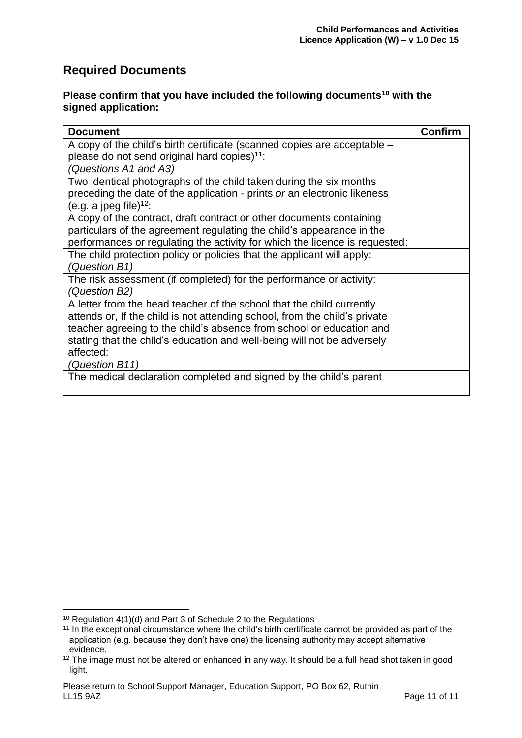## Required Documents

**Please confirm that you have included the following documents[10] with the signed application:**

| Document | Confirm |
| --- | --- |
| A copy of the child's birth certificate (scanned copies are acceptable – please do not send original hard copies)[11]: *(Questions A1 and A3)* | |
| Two identical photographs of the child taken during the six months preceding the date of the application - prints *or* an electronic likeness (e.g. a jpeg file)[12]: | |
| A copy of the contract, draft contract or other documents containing particulars of the agreement regulating the child's appearance in the performances or regulating the activity for which the licence is requested: | |
| The child protection policy or policies that the applicant will apply: *(Question B1)* | |
| The risk assessment (if completed) for the performance or activity: *(Question B2)* | |
| A letter from the head teacher of the school that the child currently attends or, If the child is not attending school, from the child's private teacher agreeing to the child's absence from school or education and stating that the child's education and well-being will not be adversely affected: *(Question B11)* | |
| The medical declaration completed and signed by the child's parent | |

[10] Regulation 4(1)(d) and Part 3 of Schedule 2 to the Regulations

[11] In the exceptional circumstance where the child's birth certificate cannot be provided as part of the application (e.g. because they don't have one) the licensing authority may accept alternative evidence.

[12] The image must not be altered or enhanced in any way. It should be a full head shot taken in good light.

Please return to School Support Manager, Education Support, PO Box 62, Ruthin LL15 9AZ